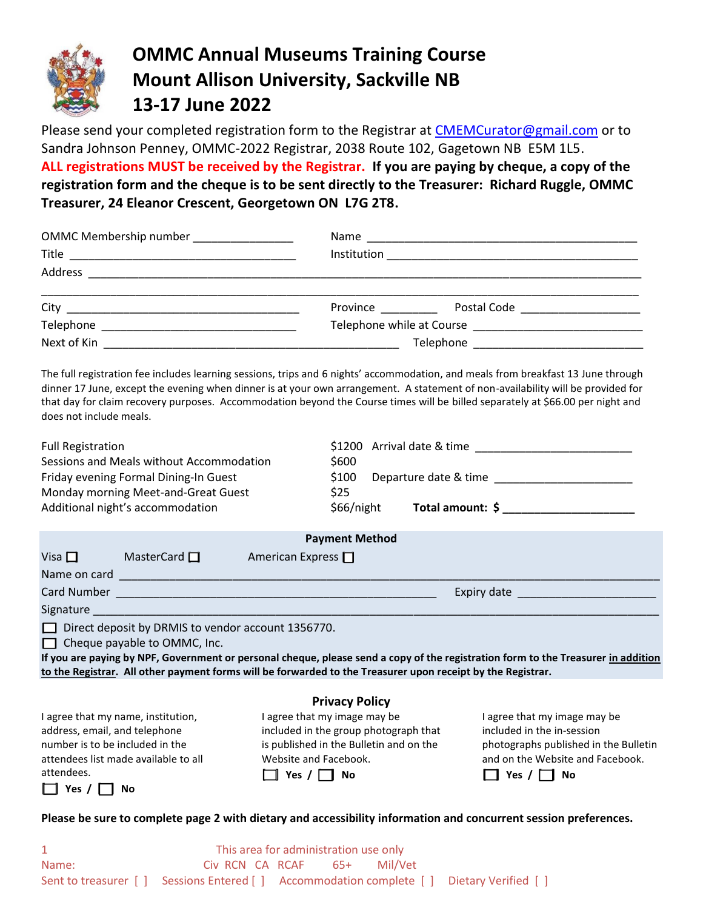# OMMC Annual Museums Training Course
# Mount Allison University, Sackville NB
# 13-17 June 2022

Please send your completed registration form to the Registrar at CMEMCurator@gmail.com or to Sandra Johnson Penney, OMMC-2022 Registrar, 2038 Route 102, Gagetown NB E5M 1L5.

**ALL registrations MUST be received by the Registrar. If you are paying by cheque, a copy of the registration form and the cheque is to be sent directly to the Treasurer: Richard Ruggle, OMMC Treasurer, 24 Eleanor Crescent, Georgetown ON L7G 2T8.**

OMMC Membership number ________________ Name ____________________________________________

Title ____________________________________ Institution ________________________________________

Address ________________________________________________________________________________

________________________________________________________________________________________

City ____________________________________ Province _________ Postal Code ___________________

Telephone ________________________________ Telephone while at Course ___________________________

Next of Kin _______________________________________________ Telephone ___________________________

The full registration fee includes learning sessions, trips and 6 nights' accommodation, and meals from breakfast 13 June through dinner 17 June, except the evening when dinner is at your own arrangement. A statement of non-availability will be provided for that day for claim recovery purposes. Accommodation beyond the Course times will be billed separately at $66.00 per night and does not include meals.

| | | |
|---|---|---|
| Full Registration | $1200 | Arrival date & time ________________________ |
| Sessions and Meals without Accommodation | $600 | |
| Friday evening Formal Dining-In Guest | $100 | Departure date & time ______________________ |
| Monday morning Meet-and-Great Guest | $25 | |
| Additional night's accommodation | $66/night | **Total amount: $ ____________________** |

**Payment Method**

Visa ☐ MasterCard ☐ American Express ☐

Name on card ______________________________________________________________________________

Card Number ______________________________________________ Expiry date ______________________

Signature _________________________________________________________________________________

☐ Direct deposit by DRMIS to vendor account 1356770.

☐ Cheque payable to OMMC, Inc.

**If you are paying by NPF, Government or personal cheque, please send a copy of the registration form to the Treasurer in addition to the Registrar. All other payment forms will be forwarded to the Treasurer upon receipt by the Registrar.**

**Privacy Policy**

I agree that my name, institution, address, email, and telephone number is to be included in the attendees list made available to all attendees.
☐ **Yes** / ☐ **No**

I agree that my image may be included in the group photograph that is published in the Bulletin and on the Website and Facebook.
☐ **Yes** / ☐ **No**

I agree that my image may be included in the in-session photographs published in the Bulletin and on the Website and Facebook.
☐ **Yes** / ☐ **No**

**Please be sure to complete page 2 with dietary and accessibility information and concurrent session preferences.**

1 This area for administration use only

Name: Civ RCN CA RCAF 65+ Mil/Vet

Sent to treasurer [ ] Sessions Entered [ ] Accommodation complete [ ] Dietary Verified [ ]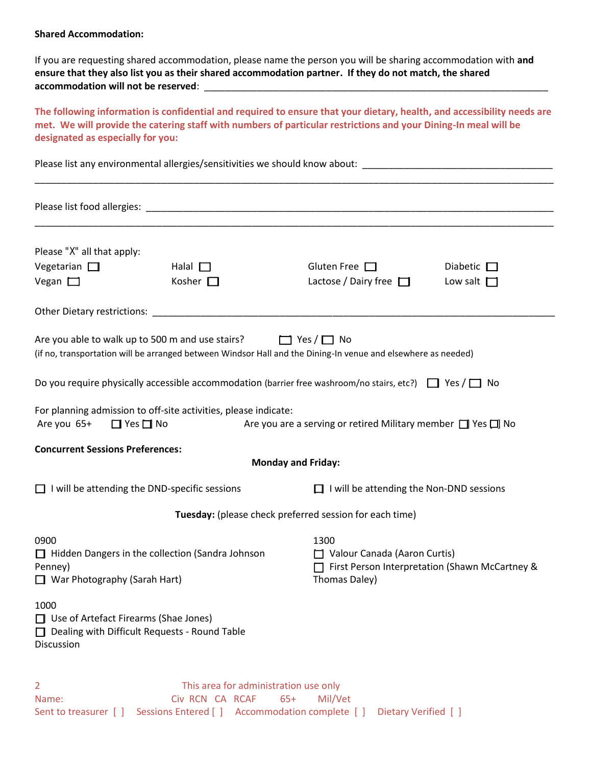**Shared Accommodation:**

If you are requesting shared accommodation, please name the person you will be sharing accommodation with **and ensure that they also list you as their shared accommodation partner. If they do not match, the shared accommodation will not be reserved**: ____________________________________________

**The following information is confidential and required to ensure that your dietary, health, and accessibility needs are met. We will provide the catering staff with numbers of particular restrictions and your Dining-In meal will be designated as especially for you:**

Please list any environmental allergies/sensitivities we should know about: ____________________________________________

____________________________________________

Please list food allergies: ____________________________________________

____________________________________________

Please "X" all that apply:

| | | | |
|---|---|---|---|
| Vegetarian ☐ | Halal ☐ | Gluten Free ☐ | Diabetic ☐ |
| Vegan ☐ | Kosher ☐ | Lactose / Dairy free ☐ | Low salt ☐ |

Other Dietary restrictions: ____________________________________________

Are you able to walk up to 500 m and use stairs? ☐ Yes / ☐ No
(if no, transportation will be arranged between Windsor Hall and the Dining-In venue and elsewhere as needed)

Do you require physically accessible accommodation (barrier free washroom/no stairs, etc?) ☐ Yes / ☐ No

For planning admission to off-site activities, please indicate:
Are you 65+ ☐ Yes ☐ No    Are you are a serving or retired Military member ☐ Yes ☐ No

**Concurrent Sessions Preferences:**

**Monday and Friday:**

☐ I will be attending the DND-specific sessions

☐ I will be attending the Non-DND sessions

**Tuesday:** (please check preferred session for each time)

0900
- ☐ Hidden Dangers in the collection (Sandra Johnson Penney)
- ☐ War Photography (Sarah Hart)

1000
- ☐ Use of Artefact Firearms (Shae Jones)
- ☐ Dealing with Difficult Requests - Round Table Discussion

1300
- ☐ Valour Canada (Aaron Curtis)
- ☐ First Person Interpretation (Shawn McCartney & Thomas Daley)

This area for administration use only

Name: Civ RCN CA RCAF 65+ Mil/Vet

Sent to treasurer [ ] Sessions Entered [ ] Accommodation complete [ ] Dietary Verified [ ]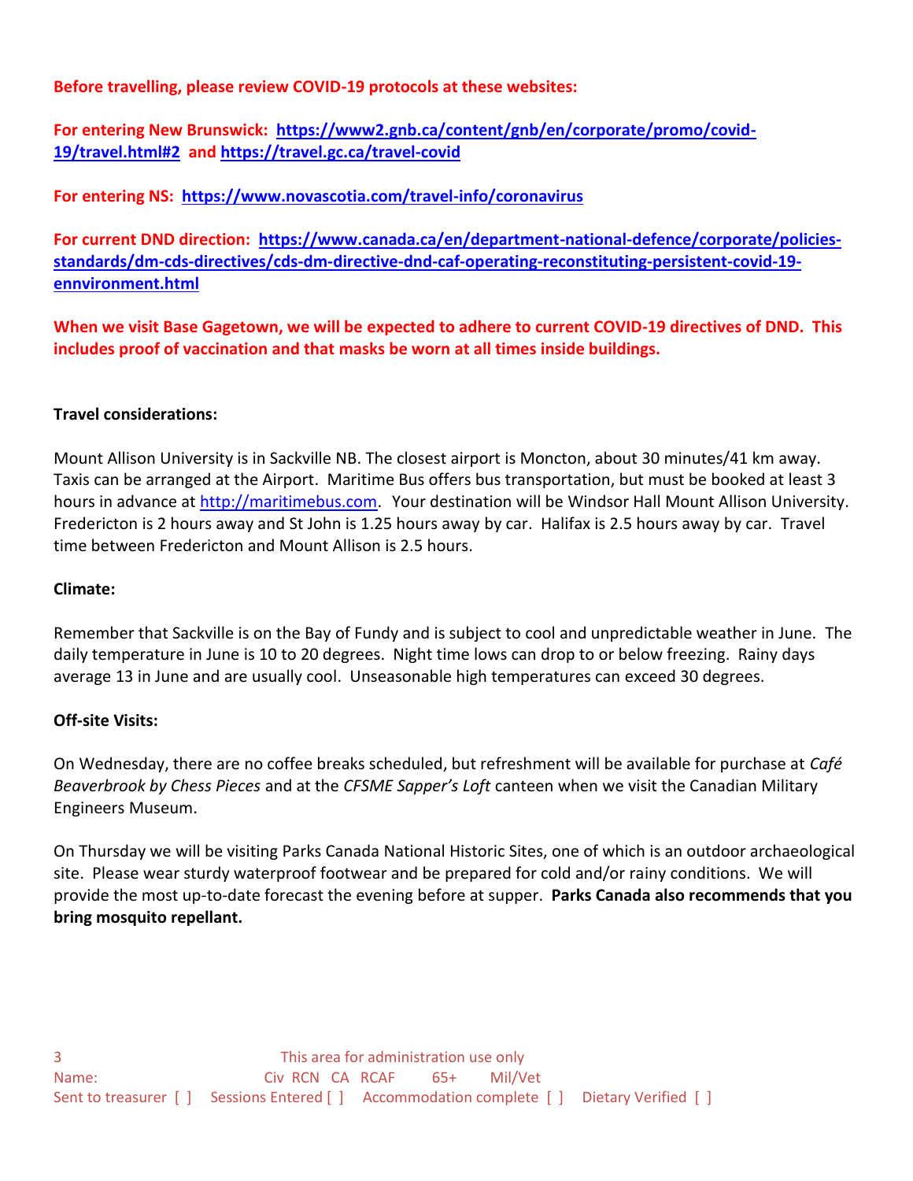**Before travelling, please review COVID-19 protocols at these websites:**

**For entering New Brunswick: [https://www2.gnb.ca/content/gnb/en/corporate/promo/covid-19/travel.html#2](https://www2.gnb.ca/content/gnb/en/corporate/promo/covid-19/travel.html#2) and [https://travel.gc.ca/travel-covid](https://travel.gc.ca/travel-covid)**

**For entering NS: [https://www.novascotia.com/travel-info/coronavirus](https://www.novascotia.com/travel-info/coronavirus)**

**For current DND direction: [https://www.canada.ca/en/department-national-defence/corporate/policies-standards/dm-cds-directives/cds-dm-directive-dnd-caf-operating-reconstituting-persistent-covid-19-ennvironment.html](https://www.canada.ca/en/department-national-defence/corporate/policies-standards/dm-cds-directives/cds-dm-directive-dnd-caf-operating-reconstituting-persistent-covid-19-ennvironment.html)**

**When we visit Base Gagetown, we will be expected to adhere to current COVID-19 directives of DND. This includes proof of vaccination and that masks be worn at all times inside buildings.**

**Travel considerations:**

Mount Allison University is in Sackville NB. The closest airport is Moncton, about 30 minutes/41 km away. Taxis can be arranged at the Airport. Maritime Bus offers bus transportation, but must be booked at least 3 hours in advance at [http://maritimebus.com](http://maritimebus.com). Your destination will be Windsor Hall Mount Allison University. Fredericton is 2 hours away and St John is 1.25 hours away by car. Halifax is 2.5 hours away by car. Travel time between Fredericton and Mount Allison is 2.5 hours.

**Climate:**

Remember that Sackville is on the Bay of Fundy and is subject to cool and unpredictable weather in June. The daily temperature in June is 10 to 20 degrees. Night time lows can drop to or below freezing. Rainy days average 13 in June and are usually cool. Unseasonable high temperatures can exceed 30 degrees.

**Off-site Visits:**

On Wednesday, there are no coffee breaks scheduled, but refreshment will be available for purchase at *Café Beaverbrook by Chess Pieces* and at the *CFSME Sapper's Loft* canteen when we visit the Canadian Military Engineers Museum.

On Thursday we will be visiting Parks Canada National Historic Sites, one of which is an outdoor archaeological site. Please wear sturdy waterproof footwear and be prepared for cold and/or rainy conditions. We will provide the most up-to-date forecast the evening before at supper. **Parks Canada also recommends that you bring mosquito repellant.**

This area for administration use only

Name: Civ RCN CA RCAF 65+ Mil/Vet

Sent to treasurer [ ] Sessions Entered [ ] Accommodation complete [ ] Dietary Verified [ ]